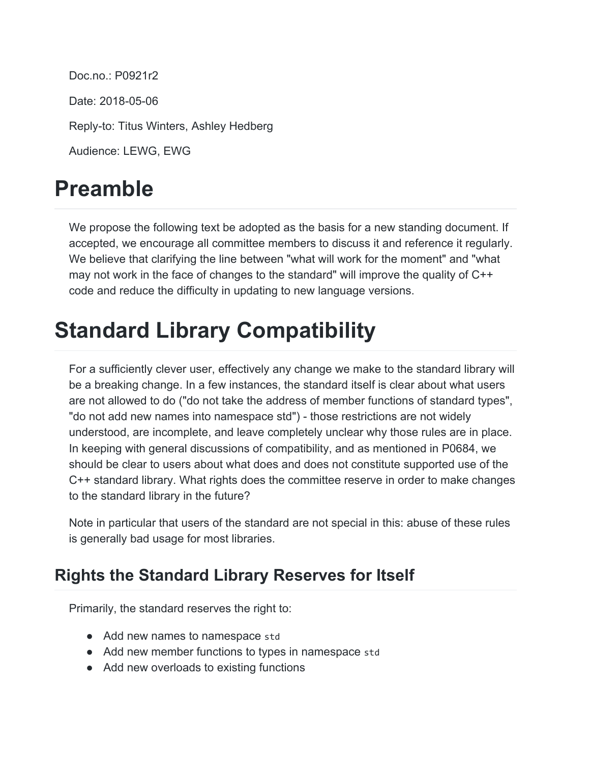Doc.no.: P0921r2

Date: 2018-05-06

Reply-to: Titus Winters, Ashley Hedberg

Audience: LEWG, EWG

# Preamble

We propose the following text be adopted as the basis for a new standing document. If accepted, we encourage all committee members to discuss it and reference it regularly. We believe that clarifying the line between "what will work for the moment" and "what may not work in the face of changes to the standard" will improve the quality of C++ code and reduce the difficulty in updating to new language versions.

# Standard Library Compatibility

For a sufficiently clever user, effectively any change we make to the standard library will be a breaking change. In a few instances, the standard itself is clear about what users are not allowed to do ("do not take the address of member functions of standard types", "do not add new names into namespace std") - those restrictions are not widely understood, are incomplete, and leave completely unclear why those rules are in place. In keeping with general discussions of compatibility, and as mentioned in P0684, we should be clear to users about what does and does not constitute supported use of the C++ standard library. What rights does the committee reserve in order to make changes to the standard library in the future?

Note in particular that users of the standard are not special in this: abuse of these rules is generally bad usage for most libraries.

## Rights the Standard Library Reserves for Itself

Primarily, the standard reserves the right to:

- Add new names to namespace `std`
- Add new member functions to types in namespace `std`
- Add new overloads to existing functions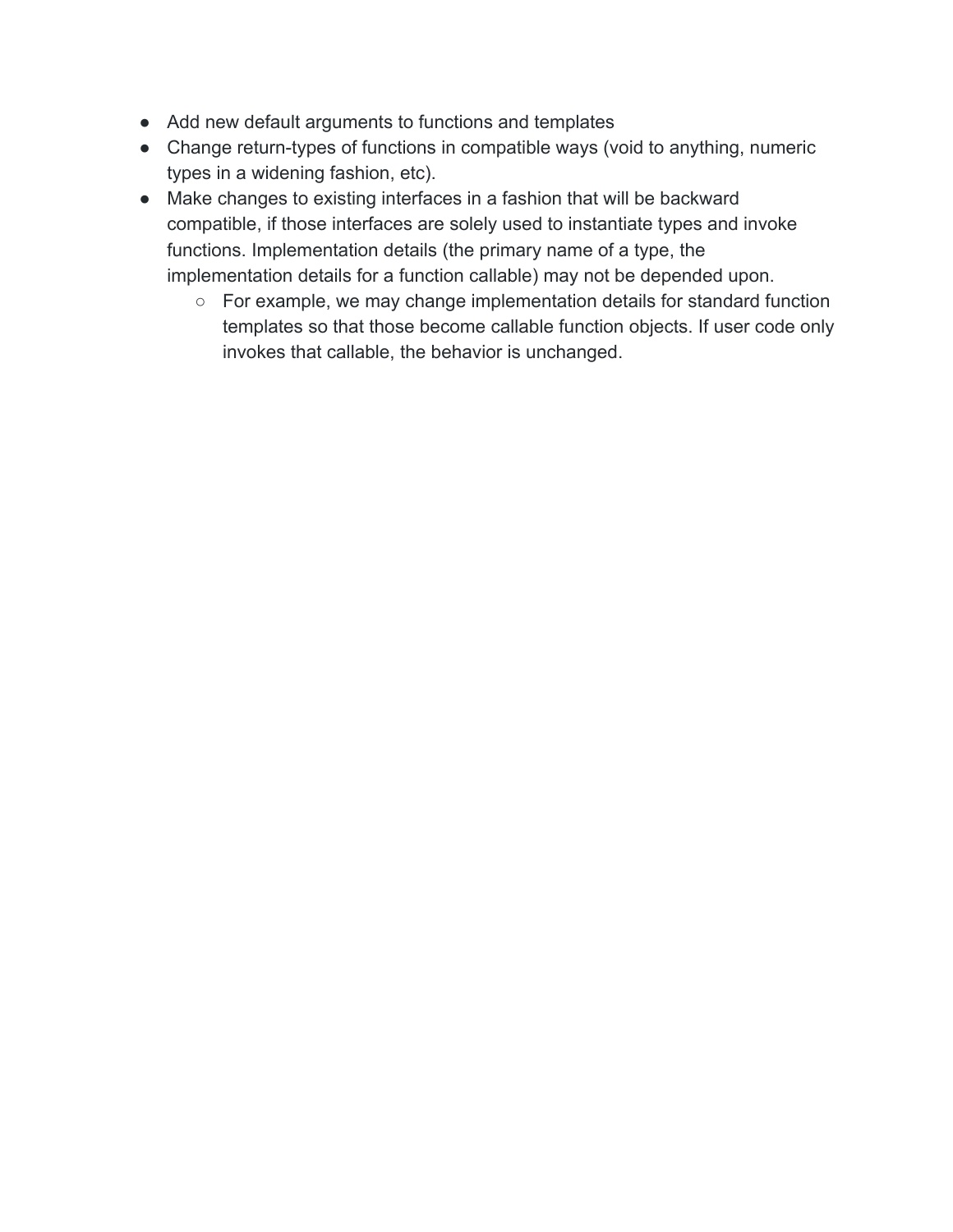- Add new default arguments to functions and templates
- Change return-types of functions in compatible ways (void to anything, numeric types in a widening fashion, etc).
- Make changes to existing interfaces in a fashion that will be backward compatible, if those interfaces are solely used to instantiate types and invoke functions. Implementation details (the primary name of a type, the implementation details for a function callable) may not be depended upon.
    - For example, we may change implementation details for standard function templates so that those become callable function objects. If user code only invokes that callable, the behavior is unchanged.